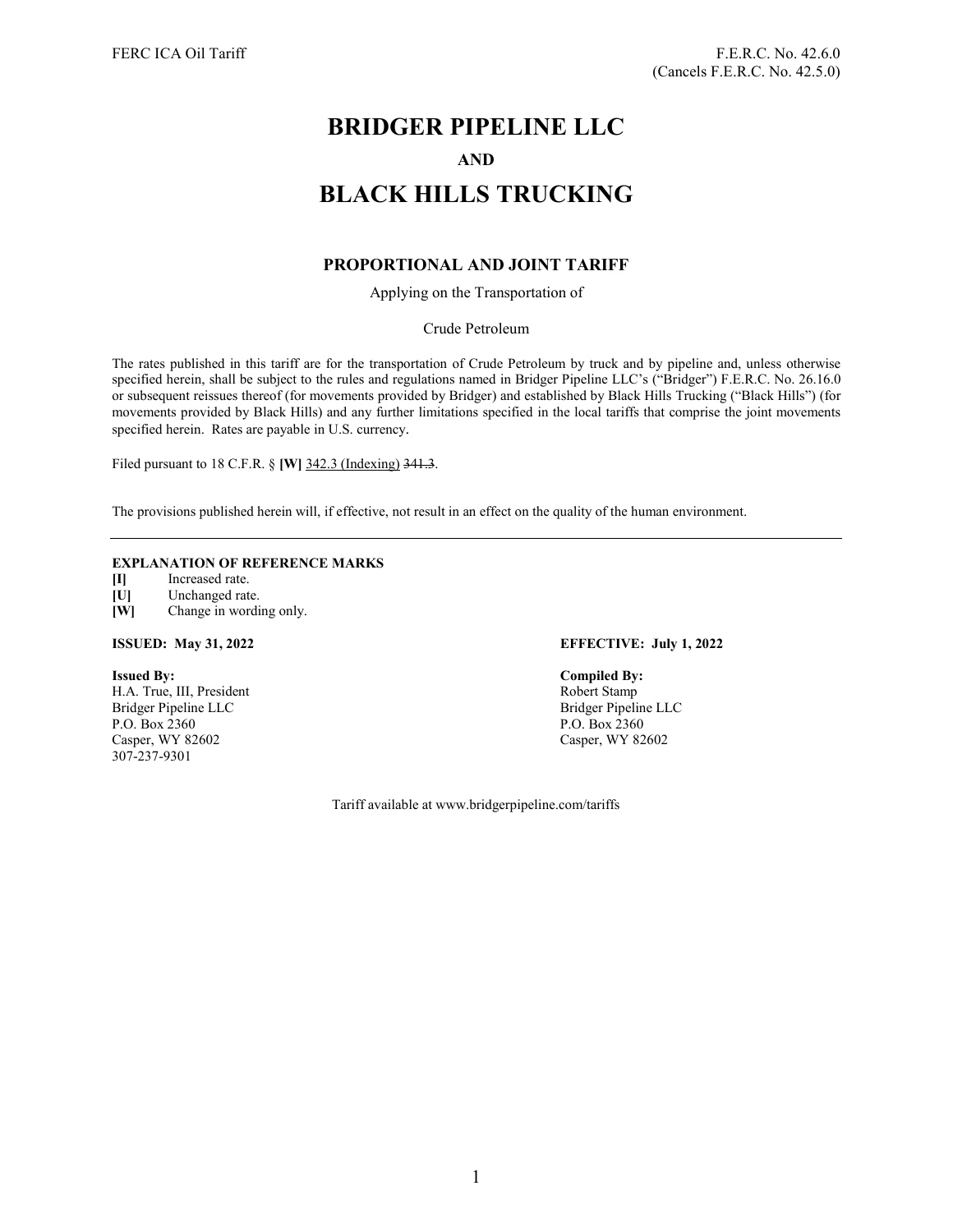FERC ICA Oil Tariff

F.E.R.C. No. 42.6.0
(Cancels F.E.R.C. No. 42.5.0)

# BRIDGER PIPELINE LLC

**AND**

# BLACK HILLS TRUCKING

## PROPORTIONAL AND JOINT TARIFF

Applying on the Transportation of

Crude Petroleum

The rates published in this tariff are for the transportation of Crude Petroleum by truck and by pipeline and, unless otherwise specified herein, shall be subject to the rules and regulations named in Bridger Pipeline LLC's ("Bridger") F.E.R.C. No. 26.16.0 or subsequent reissues thereof (for movements provided by Bridger) and established by Black Hills Trucking ("Black Hills") (for movements provided by Black Hills) and any further limitations specified in the local tariffs that comprise the joint movements specified herein. Rates are payable in U.S. currency.

Filed pursuant to 18 C.F.R. § **[W]** <u>342.3 (Indexing)</u> ~~341.3~~.

The provisions published herein will, if effective, not result in an effect on the quality of the human environment.

---

**EXPLANATION OF REFERENCE MARKS**

**[I]** Increased rate.
**[U]** Unchanged rate.
**[W]** Change in wording only.

**ISSUED: May 31, 2022**

**EFFECTIVE: July 1, 2022**

**Issued By:**
H.A. True, III, President
Bridger Pipeline LLC
P.O. Box 2360
Casper, WY 82602
307-237-9301

**Compiled By:**
Robert Stamp
Bridger Pipeline LLC
P.O. Box 2360
Casper, WY 82602

Tariff available at www.bridgerpipeline.com/tariffs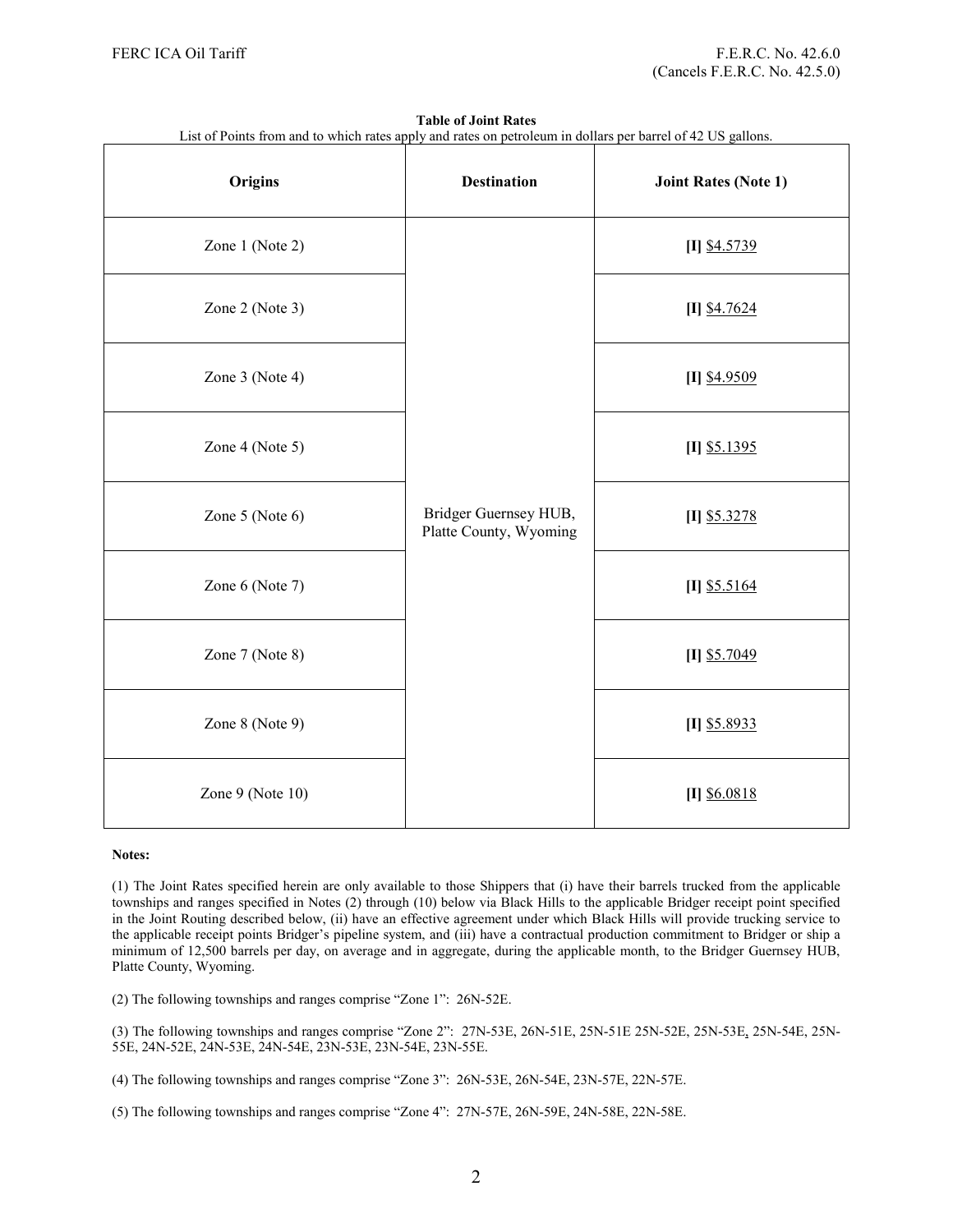FERC ICA Oil Tariff

F.E.R.C. No. 42.6.0
(Cancels F.E.R.C. No. 42.5.0)

**Table of Joint Rates**

List of Points from and to which rates apply and rates on petroleum in dollars per barrel of 42 US gallons.

| Origins | Destination | Joint Rates (Note 1) |
|---|---|---|
| Zone 1 (Note 2) | Bridger Guernsey HUB, Platte County, Wyoming | **[I]** $4.5739 |
| Zone 2 (Note 3) | | **[I]** $4.7624 |
| Zone 3 (Note 4) | | **[I]** $4.9509 |
| Zone 4 (Note 5) | | **[I]** $5.1395 |
| Zone 5 (Note 6) | | **[I]** $5.3278 |
| Zone 6 (Note 7) | | **[I]** $5.5164 |
| Zone 7 (Note 8) | | **[I]** $5.7049 |
| Zone 8 (Note 9) | | **[I]** $5.8933 |
| Zone 9 (Note 10) | | **[I]** $6.0818 |

**Notes:**

(1) The Joint Rates specified herein are only available to those Shippers that (i) have their barrels trucked from the applicable townships and ranges specified in Notes (2) through (10) below via Black Hills to the applicable Bridger receipt point specified in the Joint Routing described below, (ii) have an effective agreement under which Black Hills will provide trucking service to the applicable receipt points Bridger's pipeline system, and (iii) have a contractual production commitment to Bridger or ship a minimum of 12,500 barrels per day, on average and in aggregate, during the applicable month, to the Bridger Guernsey HUB, Platte County, Wyoming.

(2) The following townships and ranges comprise "Zone 1": 26N-52E.

(3) The following townships and ranges comprise "Zone 2": 27N-53E, 26N-51E, 25N-51E 25N-52E, 25N-53E, 25N-54E, 25N-55E, 24N-52E, 24N-53E, 24N-54E, 23N-53E, 23N-54E, 23N-55E.

(4) The following townships and ranges comprise "Zone 3": 26N-53E, 26N-54E, 23N-57E, 22N-57E.

(5) The following townships and ranges comprise "Zone 4": 27N-57E, 26N-59E, 24N-58E, 22N-58E.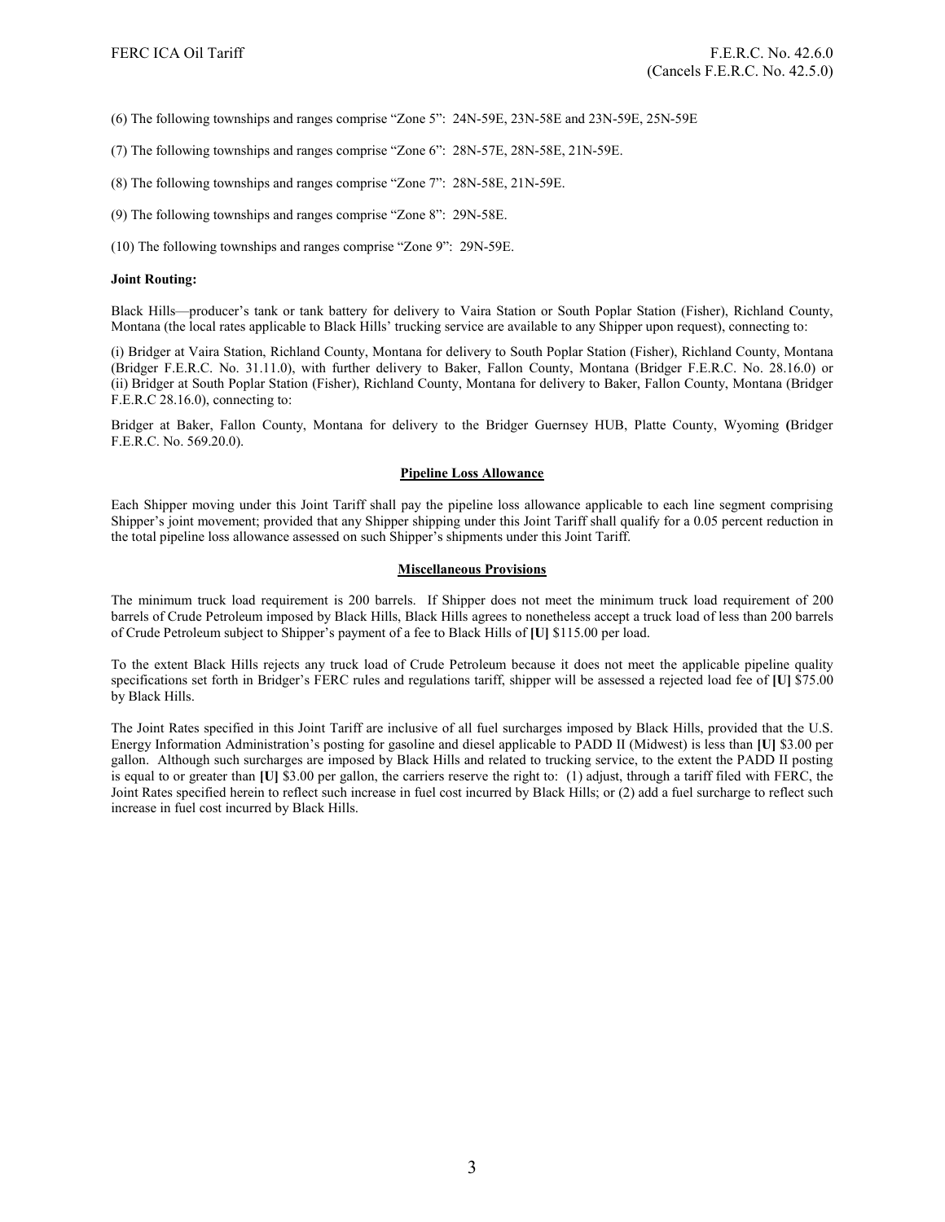(6) The following townships and ranges comprise "Zone 5": 24N-59E, 23N-58E and 23N-59E, 25N-59E

(7) The following townships and ranges comprise "Zone 6": 28N-57E, 28N-58E, 21N-59E.

(8) The following townships and ranges comprise "Zone 7": 28N-58E, 21N-59E.

(9) The following townships and ranges comprise "Zone 8": 29N-58E.

(10) The following townships and ranges comprise "Zone 9": 29N-59E.

**Joint Routing:**

Black Hills—producer's tank or tank battery for delivery to Vaira Station or South Poplar Station (Fisher), Richland County, Montana (the local rates applicable to Black Hills' trucking service are available to any Shipper upon request), connecting to:

(i) Bridger at Vaira Station, Richland County, Montana for delivery to South Poplar Station (Fisher), Richland County, Montana (Bridger F.E.R.C. No. 31.11.0), with further delivery to Baker, Fallon County, Montana (Bridger F.E.R.C. No. 28.16.0) or (ii) Bridger at South Poplar Station (Fisher), Richland County, Montana for delivery to Baker, Fallon County, Montana (Bridger F.E.R.C 28.16.0), connecting to:

Bridger at Baker, Fallon County, Montana for delivery to the Bridger Guernsey HUB, Platte County, Wyoming (Bridger F.E.R.C. No. 569.20.0).

**Pipeline Loss Allowance**

Each Shipper moving under this Joint Tariff shall pay the pipeline loss allowance applicable to each line segment comprising Shipper's joint movement; provided that any Shipper shipping under this Joint Tariff shall qualify for a 0.05 percent reduction in the total pipeline loss allowance assessed on such Shipper's shipments under this Joint Tariff.

**Miscellaneous Provisions**

The minimum truck load requirement is 200 barrels. If Shipper does not meet the minimum truck load requirement of 200 barrels of Crude Petroleum imposed by Black Hills, Black Hills agrees to nonetheless accept a truck load of less than 200 barrels of Crude Petroleum subject to Shipper's payment of a fee to Black Hills of **[U]** $115.00 per load.

To the extent Black Hills rejects any truck load of Crude Petroleum because it does not meet the applicable pipeline quality specifications set forth in Bridger's FERC rules and regulations tariff, shipper will be assessed a rejected load fee of **[U]** $75.00 by Black Hills.

The Joint Rates specified in this Joint Tariff are inclusive of all fuel surcharges imposed by Black Hills, provided that the U.S. Energy Information Administration's posting for gasoline and diesel applicable to PADD II (Midwest) is less than **[U]** $3.00 per gallon. Although such surcharges are imposed by Black Hills and related to trucking service, to the extent the PADD II posting is equal to or greater than **[U]** $3.00 per gallon, the carriers reserve the right to: (1) adjust, through a tariff filed with FERC, the Joint Rates specified herein to reflect such increase in fuel cost incurred by Black Hills; or (2) add a fuel surcharge to reflect such increase in fuel cost incurred by Black Hills.